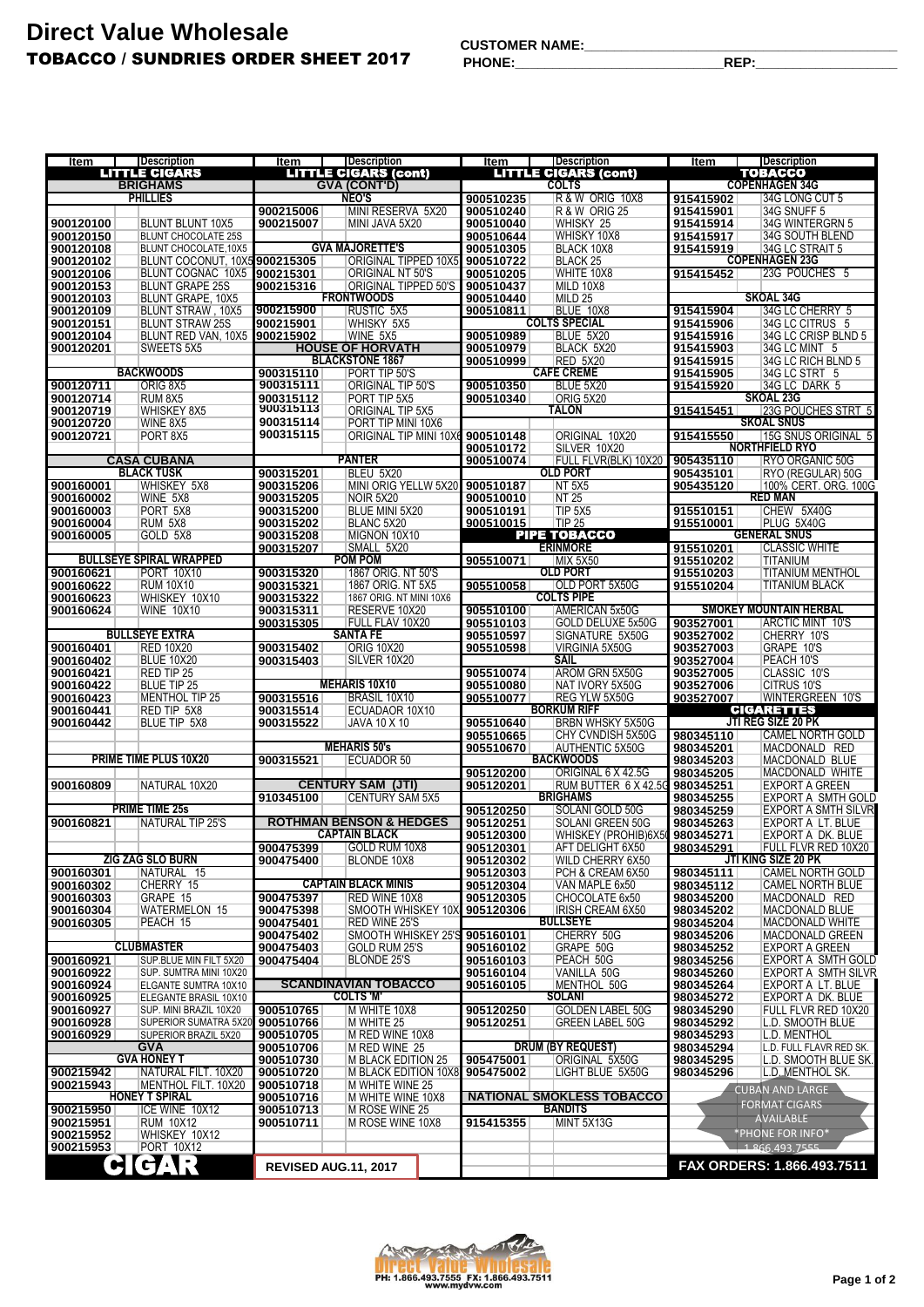# Direct Value Wholesale

## TOBACCO / SUNDRIES ORDER SHEET 2017

**CUSTOMER NAME:**_______________________

**PHONE:**_______________________ **REP:**_______________________

| Item | Description | Item | Description | Item | Description | Item | Description |
|---|---|---|---|---|---|---|---|
| **LITTLE CIGARS** | | **LITTLE CIGARS (cont)** | | **LITTLE CIGARS (cont)** | | **TOBACCO** | |
| **BRIGHAMS** | | **GVA (CONT'D)** | | **COLTS** | | **COPENHAGEN 34G** | |
| **PHILLIES** | | **NEO'S** | | 900510235 | R & W ORIG 10X8 | 915415902 | 34G LONG CUT 5 |
| | | 900215006 | MINI RESERVA 5X20 | 900510240 | R & W ORIG 25 | 915415901 | 34G SNUFF 5 |
| 900120100 | BLUNT BLUNT 10X5 | 900215007 | MINI JAVA 5X20 | 900510040 | WHISKY 25 | 915415914 | 34G WINTERGRN 5 |
| 900120150 | BLUNT CHOCOLATE 25S | | | 900510644 | WHISKY 10X8 | 915415917 | 34G SOUTH BLEND |
| 900120108 | BLUNT CHOCOLATE,10X5 | **GVA MAJORETTE'S** | | 900510305 | BLACK 10X8 | 915415919 | 34G LC STRAIT 5 |
| 900120102 | BLUNT COCONUT, 10X5 | 900215305 | ORIGINAL TIPPED 10X5 | 900510722 | BLACK 25 | **COPENHAGEN 23G** | |
| 900120106 | BLUNT COGNAC 10X5 | 900215301 | ORIGINAL NT 50'S | 900510205 | WHITE 10X8 | 915415452 | 23G POUCHES 5 |
| 900120153 | BLUNT GRAPE 25S | 900215316 | ORIGINAL TIPPED 50'S | 900510437 | MILD 10X8 | | |
| 900120103 | BLUNT GRAPE, 10X5 | **FRONTWOODS** | | 900510440 | MILD 25 | **SKOAL 34G** | |
| 900120109 | BLUNT STRAW , 10X5 | 900215900 | RUSTIC 5X5 | 900510811 | BLUE 10X8 | 915415904 | 34G LC CHERRY 5 |
| 900120151 | BLUNT STRAW 25S | 900215901 | WHISKY 5X5 | **COLTS SPECIAL** | | 915415906 | 34G LC CITRUS 5 |
| 900120104 | BLUNT RED VAN, 10X5 | 900215902 | WINE 5X5 | 900510989 | BLUE 5X20 | 915415916 | 34G LC CRISP BLND 5 |
| 900120201 | SWEETS 5X5 | **HOUSE OF HORVATH** | | 900510979 | BLACK 5X20 | 915415903 | 34G LC MINT 5 |
| | | **BLACKSTONE 1867** | | 900510999 | RED 5X20 | 915415915 | 34G LC RICH BLND 5 |
| **BACKWOODS** | | 900315110 | PORT TIP 50'S | **CAFE CREME** | | 915415905 | 34G LC STRT 5 |
| 900120711 | ORIG 8X5 | 900315111 | ORIGINAL TIP 50'S | 900510350 | BLUE 5X20 | 915415920 | 34G LC DARK 5 |
| 900120714 | RUM 8X5 | 900315112 | PORT TIP 5X5 | 900510340 | ORIG 5X20 | **SKOAL 23G** | |
| 900120719 | WHISKEY 8X5 | 900315113 | ORIGINAL TIP 5X5 | **TALON** | | 915415451 | 23G POUCHES STRT 5 |
| 900120720 | WINE 8X5 | 900315114 | PORT TIP MINI 10X6 | | | **SKOAL SNUS** | |
| 900120721 | PORT 8X5 | 900315115 | ORIGINAL TIP MINI 10X6 | 900510148 | ORIGINAL 10X20 | 915415550 | 15G SNUS ORIGINAL 5 |
| | | | | 900510172 | SILVER 10X20 | **NORTHFIELD RYO** | |
| **CASA CUBANA** | | **PANTER** | | 900510074 | FULL FLVR(BLK) 10X20 | 905435110 | RYO ORGANIC 50G |
| **BLACK TUSK** | | 900315201 | BLEU 5X20 | **OLD PORT** | | 905435101 | RYO (REGULAR) 50G |
| 900160001 | WHISKEY 5X8 | 900315206 | MINI ORIG YELLW 5X20 | 900510187 | NT 5X5 | 905435120 | 100% CERT. ORG. 100G |
| 900160002 | WINE 5X8 | 900315205 | NOIR 5X20 | 900510010 | NT 25 | **RED MAN** | |
| 900160003 | PORT 5X8 | 900315200 | BLUE MINI 5X20 | 900510191 | TIP 5X5 | 915510151 | CHEW 5X40G |
| 900160004 | RUM 5X8 | 900315202 | BLANC 5X20 | 900510015 | TIP 25 | 915510001 | PLUG 5X40G |
| 900160005 | GOLD 5X8 | 900315208 | MIGNON 10X10 | **PIPE TOBACCO** | | **GENERAL SNUS** | |
| | | 900315207 | SMALL 5X20 | **ERINMORE** | | 915510201 | CLASSIC WHITE |
| **BULLSEYE SPIRAL WRAPPED** | | **POM POM** | | 905510071 | MIX 5X50 | 915510202 | TITANIUM |
| 900160621 | PORT 10X10 | 900315320 | 1867 ORIG. NT 50'S | **OLD PORT** | | 915510203 | TITANIUM MENTHOL |
| 900160622 | RUM 10X10 | 900315321 | 1867 ORIG. NT 5X5 | 905510058 | OLD PORT 5X50G | 915510204 | TITANIUM BLACK |
| 900160623 | WHISKEY 10X10 | 900315322 | 1867 ORIG. NT MINI 10X6 | **COLTS PIPE** | | | |
| 900160624 | WINE 10X10 | 900315311 | RESERVE 10X20 | 905510100 | AMERICAN 5x50G | **SMOKEY MOUNTAIN HERBAL** | |
| | | 900315305 | FULL FLAV 10X20 | 905510103 | GOLD DELUXE 5x50G | 903527001 | ARCTIC MINT 10'S |
| **BULLSEYE EXTRA** | | **SANTA FE** | | 905510597 | SIGNATURE 5X50G | 903527002 | CHERRY 10'S |
| 900160401 | RED 10X20 | 900315402 | ORIG 10X20 | 905510598 | VIRGINIA 5X50G | 903527003 | GRAPE 10'S |
| 900160402 | BLUE 10X20 | 900315403 | SILVER 10X20 | **SAIL** | | 903527004 | PEACH 10'S |
| 900160421 | RED TIP 25 | | | 905510074 | AROM GRN 5X50G | 903527005 | CLASSIC 10'S |
| 900160422 | BLUE TIP 25 | **MEHARIS 10X10** | | 905510080 | NAT IVORY 5X50G | 903527006 | CITRUS 10'S |
| 900160423 | MENTHOL TIP 25 | 900315516 | BRASIL 10X10 | 905510077 | REG YLW 5X50G | 903527007 | WINTERGREEN 10'S |
| 900160441 | RED TIP 5X8 | 900315514 | ECUADAOR 10X10 | **BORKUM RIFF** | | **CIGARETTES** | |
| 900160442 | BLUE TIP 5X8 | 900315522 | JAVA 10 X 10 | 905510640 | BRBN WHSKY 5X50G | **JTI REG SIZE 20 PK** | |
| | | | | 905510665 | CHY CVNDISH 5X50G | 980345110 | CAMEL NORTH GOLD |
| | | **MEHARIS 50's** | | 905510670 | AUTHENTIC 5X50G | 980345201 | MACDONALD RED |
| **PRIME TIME PLUS 10X20** | | 900315521 | ECUADOR 50 | **BACKWOODS** | | 980345203 | MACDONALD BLUE |
| | | | | 905120200 | ORIGINAL 6 X 42.5G | 980345205 | MACDONALD WHITE |
| 900160809 | NATURAL 10X20 | **CENTURY SAM (JTI)** | | 905120201 | RUM BUTTER 6 X 42.5G | 980345251 | EXPORT A GREEN |
| | | 910345100 | CENTURY SAM 5X5 | **BRIGHAMS** | | 980345255 | EXPORT A SMTH GOLD |
| **PRIME TIME 25s** | | | | 905120250 | SOLANI GOLD 50G | 980345259 | EXPORT A SMTH SILVR |
| 900160821 | NATURAL TIP 25'S | **ROTHMAN BENSON & HEDGES** | | 905120251 | SOLANI GREEN 50G | 980345263 | EXPORT A LT. BLUE |
| | | **CAPTAIN BLACK** | | 905120300 | WHISKEY (PROHIB)6X50 | 980345271 | EXPORT A DK. BLUE |
| | | 900475399 | GOLD RUM 10X8 | 905120301 | AFT DELIGHT 6X50 | 980345291 | FULL FLVR RED 10X20 |
| **ZIG ZAG SLO BURN** | | 900475400 | BLONDE 10X8 | 905120302 | WILD CHERRY 6X50 | **JTI KING SIZE 20 PK** | |
| 900160301 | NATURAL 15 | | | 905120303 | PCH & CREAM 6X50 | 980345111 | CAMEL NORTH GOLD |
| 900160302 | CHERRY 15 | **CAPTAIN BLACK MINIS** | | 905120304 | VAN MAPLE 6x50 | 980345112 | CAMEL NORTH BLUE |
| 900160303 | GRAPE 15 | 900475397 | RED WINE 10X8 | 905120305 | CHOCOLATE 6x50 | 980345200 | MACDONALD RED |
| 900160304 | WATERMELON 15 | 900475398 | SMOOTH WHISKEY 10X8 | 905120306 | IRISH CREAM 6X50 | 980345202 | MACDONALD BLUE |
| 900160305 | PEACH 15 | 900475401 | RED WINE 25'S | **BULLSEYE** | | 980345204 | MACDONALD WHITE |
| | | 900475402 | SMOOTH WHISKEY 25'S | 905160101 | CHERRY 50G | 980345206 | MACDONALD GREEN |
| **CLUBMASTER** | | 900475403 | GOLD RUM 25'S | 905160102 | GRAPE 50G | 980345252 | EXPORT A GREEN |
| 900160921 | SUP.BLUE MIN FILT 5X20 | 900475404 | BLONDE 25'S | 905160103 | PEACH 50G | 980345256 | EXPORT A SMTH GOLD |
| 900160922 | SUP. SUMTRA MINI 10X20 | | | 905160104 | VANILLA 50G | 980345260 | EXPORT A SMTH SILVR |
| 900160924 | ELGANTE SUMTRA 10X10 | **SCANDINAVIAN TOBACCO** | | 905160105 | MENTHOL 50G | 980345264 | EXPORT A LT. BLUE |
| 900160925 | ELEGANTE BRASIL 10X10 | **COLTS 'M'** | | **SOLANI** | | 980345272 | EXPORT A DK. BLUE |
| 900160927 | SUP. MINI BRAZIL 10X20 | 900510765 | M WHITE 10X8 | 905120250 | GOLDEN LABEL 50G | 980345290 | FULL FLVR RED 10X20 |
| 900160928 | SUPERIOR SUMATRA 5X20 | 900510766 | M WHITE 25 | 905120251 | GREEN LABEL 50G | 980345292 | L.D. SMOOTH BLUE |
| 900160929 | SUPERIOR BRAZIL 5X20 | 900510705 | M RED WINE 10X8 | | | 980345293 | L.D. MENTHOL |
| **GVA** | | 900510706 | M RED WINE 25 | **DRUM (BY REQUEST)** | | 980345294 | L.D. FULL FLAVR RED SK. |
| **GVA HONEY T** | | 900510730 | M BLACK EDITION 25 | 905475001 | ORIGINAL 5X50G | 980345295 | L.D. SMOOTH BLUE SK. |
| 900215942 | NATURAL FILT. 10X20 | 900510720 | M BLACK EDITION 10X8 | 905475002 | LIGHT BLUE 5X50G | 980345296 | L.D. MENTHOL SK. |
| 900215943 | MENTHOL FILT. 10X20 | 900510718 | M WHITE WINE 25 | | | CUBAN AND LARGE FORMAT CIGARS AVAILABLE | |
| **HONEY T SPIRAL** | | 900510716 | M WHITE WINE 10X8 | **NATIONAL SMOKLESS TOBACCO** | | *PHONE FOR INFO* | |
| 900215950 | ICE WINE 10X12 | 900510713 | M ROSE WINE 25 | **BANDITS** | | 1.866.493.7555 | |
| 900215951 | RUM 10X12 | 900510711 | M ROSE WINE 10X8 | 915415355 | MINT 5X13G | | |
| 900215952 | WHISKEY 10X12 | | | | | | |
| 900215953 | PORT 10X12 | | | | | | |
| **CIGAR** | | **REVISED AUG.11, 2017** | | | | **FAX ORDERS: 1.866.493.7511** | |

Direct Value Wholesale
PH: 1.866.493.7555 FX: 1.866.493.7511
www.mydvw.com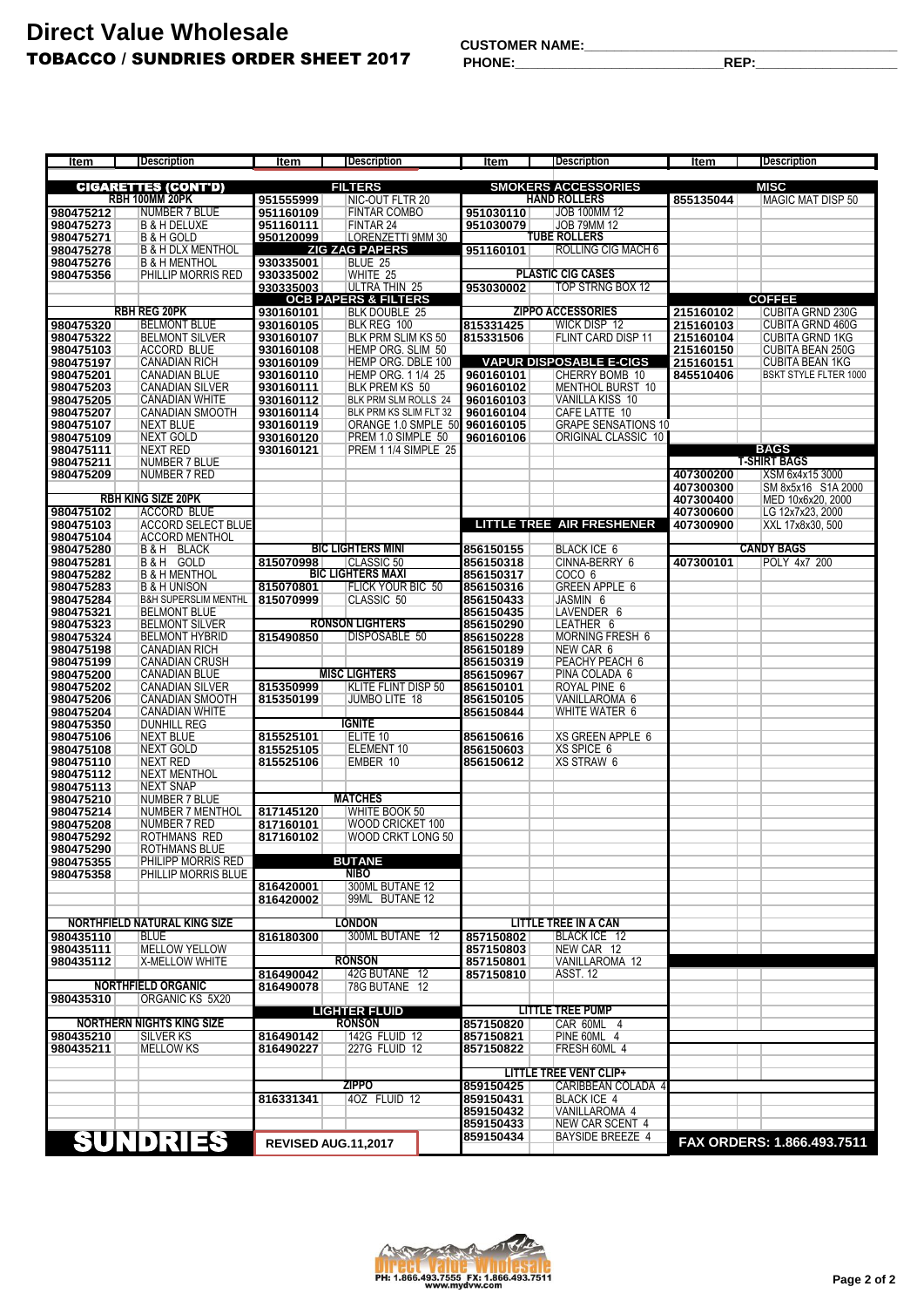# Direct Value Wholesale

## TOBACCO / SUNDRIES ORDER SHEET 2017

CUSTOMER NAME:______________________

PHONE:______________________ REP:______________________

| Item | Description | Item | Description | Item | Description | Item | Description |
|---|---|---|---|---|---|---|---|
| **CIGARETTES (CONT'D)** | | **FILTERS** | | **SMOKERS ACCESSORIES** | | **MISC** | |
| **RBH 100MM 20PK** | | 951555999 | NIC-OUT FLTR 20 | **HAND ROLLERS** | | 855135044 | MAGIC MAT DISP 50 |
| 980475212 | NUMBER 7 BLUE | 951160109 | FINTAR COMBO | 951030110 | JOB 100MM 12 | | |
| 980475273 | B & H DELUXE | 951160111 | FINTAR 24 | 951030079 | JOB 79MM 12 | | |
| 980475271 | B & H GOLD | 950120099 | LORENZETTI 9MM 30 | **TUBE ROLLERS** | | | |
| 980475278 | B & H DLX MENTHOL | **ZIG ZAG PAPERS** | | 951160101 | ROLLING CIG MACH 6 | | |
| 980475276 | B & H MENTHOL | 930335001 | BLUE 25 | | | | |
| 980475356 | PHILLIP MORRIS RED | 930335002 | WHITE 25 | **PLASTIC CIG CASES** | | | |
| | | 930335003 | ULTRA THIN 25 | 953030002 | TOP STRNG BOX 12 | | |
| | | **OCB PAPERS & FILTERS** | | | | **COFFEE** | |
| **RBH REG 20PK** | | 930160101 | BLK DOUBLE 25 | **ZIPPO ACCESSORIES** | | 215160102 | CUBITA GRND 230G |
| 980475320 | BELMONT BLUE | 930160105 | BLK REG 100 | 815331425 | WICK DISP 12 | 215160103 | CUBITA GRND 460G |
| 980475322 | BELMONT SILVER | 930160107 | BLK PRM SLIM KS 50 | 815331506 | FLINT CARD DISP 11 | 215160104 | CUBITA GRND 1KG |
| 980475103 | ACCORD BLUE | 930160108 | HEMP ORG. SLIM 50 | | | 215160150 | CUBITA BEAN 250G |
| 980475197 | CANADIAN RICH | 930160109 | HEMP ORG. DBLE 100 | **VAPUR DISPOSABLE E-CIGS** | | 215160151 | CUBITA BEAN 1KG |
| 980475201 | CANADIAN BLUE | 930160110 | HEMP ORG. 1 1/4 25 | 960160101 | CHERRY BOMB 10 | 845510406 | BSKT STYLE FLTER 1000 |
| 980475203 | CANADIAN SILVER | 930160111 | BLK PRM KS 50 | 960160102 | MENTHOL BURST 10 | | |
| 980475205 | CANADIAN WHITE | 930160112 | BLK PRM SLM ROLLS 24 | 960160103 | VANILLA KISS 10 | | |
| 980475207 | CANADIAN SMOOTH | 930160114 | BLK PRM KS SLIM FLT 32 | 960160104 | CAFE LATTE 10 | | |
| 980475107 | NEXT BLUE | 930160119 | ORANGE 1.0 SMPLE 50 | 960160105 | GRAPE SENSATIONS 10 | | |
| 980475109 | NEXT GOLD | 930160120 | PREM 1.0 SIMPLE 50 | 960160106 | ORIGINAL CLASSIC 10 | | |
| 980475111 | NEXT RED | 930160121 | PREM 1 1/4 SIMPLE 25 | | | **BAGS** | |
| 980475211 | NUMBER 7 BLUE | | | | | **T-SHIRT BAGS** | |
| 980475209 | NUMBER 7 RED | | | | | 407300200 | XSM 6x4x15 3000 |
| | | | | | | 407300300 | SM 8x5x16 S1A 2000 |
| **RBH KING SIZE 20PK** | | | | | | 407300400 | MED 10x6x20, 2000 |
| 980475102 | ACCORD BLUE | | | | | 407300600 | LG 12x7x23, 2000 |
| 980475103 | ACCORD SELECT BLUE | | | **LITTLE TREE AIR FRESHENER** | | 407300900 | XXL 17x8x30, 500 |
| 980475104 | ACCORD MENTHOL | | | | | | |
| 980475280 | B & H BLACK | **BIC LIGHTERS MINI** | | 856150155 | BLACK ICE 6 | **CANDY BAGS** | |
| 980475281 | B & H GOLD | 815070998 | CLASSIC 50 | 856150318 | CINNA-BERRY 6 | 407300101 | POLY 4x7 200 |
| 980475282 | B & H MENTHOL | **BIC LIGHTERS MAXI** | | 856150317 | COCO 6 | | |
| 980475283 | B & H UNISON | 815070801 | FLICK YOUR BIC 50 | 856150316 | GREEN APPLE 6 | | |
| 980475284 | B&H SUPERSLIM MENTHL | 815070999 | CLASSIC 50 | 856150433 | JASMIN 6 | | |
| 980475321 | BELMONT BLUE | | | 856150435 | LAVENDER 6 | | |
| 980475323 | BELMONT SILVER | **RONSON LIGHTERS** | | 856150290 | LEATHER 6 | | |
| 980475324 | BELMONT HYBRID | 815490850 | DISPOSABLE 50 | 856150228 | MORNING FRESH 6 | | |
| 980475198 | CANADIAN RICH | | | 856150189 | NEW CAR 6 | | |
| 980475199 | CANADIAN CRUSH | | | 856150319 | PEACHY PEACH 6 | | |
| 980475200 | CANADIAN BLUE | **MISC LIGHTERS** | | 856150967 | PINA COLADA 6 | | |
| 980475202 | CANADIAN SILVER | 815350999 | KLITE FLINT DISP 50 | 856150101 | ROYAL PINE 6 | | |
| 980475206 | CANADIAN SMOOTH | 815350199 | JUMBO LITE 18 | 856150105 | VANILLAROMA 6 | | |
| 980475204 | CANADIAN WHITE | | | 856150844 | WHITE WATER 6 | | |
| 980475350 | DUNHILL REG | **IGNITE** | | | | | |
| 980475106 | NEXT BLUE | 815525101 | ELITE 10 | 856150616 | XS GREEN APPLE 6 | | |
| 980475108 | NEXT GOLD | 815525105 | ELEMENT 10 | 856150603 | XS SPICE 6 | | |
| 980475110 | NEXT RED | 815525106 | EMBER 10 | 856150612 | XS STRAW 6 | | |
| 980475112 | NEXT MENTHOL | | | | | | |
| 980475113 | NEXT SNAP | | | | | | |
| 980475210 | NUMBER 7 BLUE | **MATCHES** | | | | | |
| 980475214 | NUMBER 7 MENTHOL | 817145120 | WHITE BOOK 50 | | | | |
| 980475208 | NUMBER 7 RED | 817160101 | WOOD CRICKET 100 | | | | |
| 980475292 | ROTHMANS RED | 817160102 | WOOD CRKT LONG 50 | | | | |
| 980475290 | ROTHMANS BLUE | | | | | | |
| 980475355 | PHILIPP MORRIS RED | **BUTANE** | | | | | |
| 980475358 | PHILLIP MORRIS BLUE | **NIBO** | | | | | |
| | | 816420001 | 300ML BUTANE 12 | | | | |
| | | 816420002 | 99ML BUTANE 12 | | | | |
| | | | | | | | |
| **NORTHFIELD NATURAL KING SIZE** | | **LONDON** | | **LITTLE TREE IN A CAN** | | | |
| 980435110 | BLUE | 816180300 | 300ML BUTANE 12 | 857150802 | BLACK ICE 12 | | |
| 980435111 | MELLOW YELLOW | | | 857150803 | NEW CAR 12 | | |
| 980435112 | X-MELLOW WHITE | **RONSON** | | 857150801 | VANILLAROMA 12 | | |
| | | 816490042 | 42G BUTANE 12 | 857150810 | ASST. 12 | | |
| **NORTHFIELD ORGANIC** | | 816490078 | 78G BUTANE 12 | | | | |
| 980435310 | ORGANIC KS 5X20 | | | | | | |
| | | **LIGHTER FLUID** | | **LITTLE TREE PUMP** | | | |
| **NORTHERN NIGHTS KING SIZE** | | **RONSON** | | 857150820 | CAR 60ML 4 | | |
| 980435210 | SILVER KS | 816490142 | 142G FLUID 12 | 857150821 | PINE 60ML 4 | | |
| 980435211 | MELLOW KS | 816490227 | 227G FLUID 12 | 857150822 | FRESH 60ML 4 | | |
| | | | | | | | |
| | | | | **LITTLE TREE VENT CLIP+** | | | |
| | | **ZIPPO** | | 859150425 | CARIBBEAN COLADA 4 | | |
| | | 816331341 | 4OZ FLUID 12 | 859150431 | BLACK ICE 4 | | |
| | | | | 859150432 | VANILLAROMA 4 | | |
| | | | | 859150433 | NEW CAR SCENT 4 | | |
| **SUNDRIES** | | **REVISED AUG.11,2017** | | 859150434 | BAYSIDE BREEZE 4 | **FAX ORDERS: 1.866.493.7511** | |

Direct Value Wholesale
PH: 1.866.493.7555 FX: 1.866.493.7511
www.mydvw.com